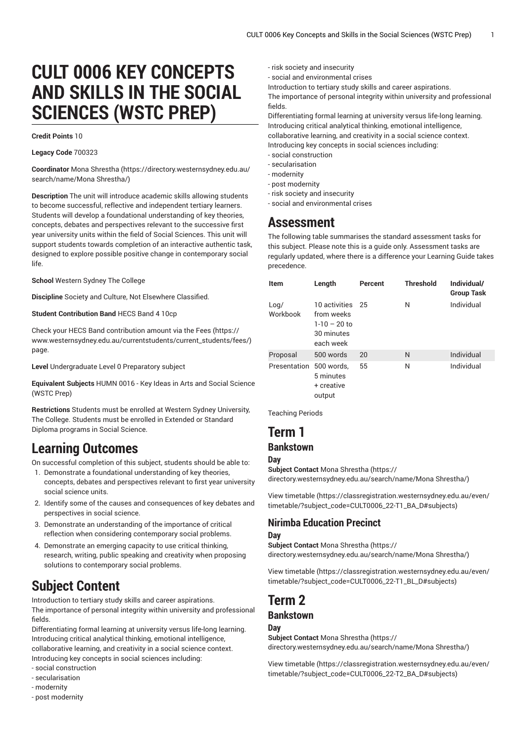# CULT 0006 KEY CONCEPTS AND SKILLS IN THE SOCIAL SCIENCES (WSTC PREP)

**Credit Points** 10

**Legacy Code** 700323

**Coordinator** Mona Shrestha (https://directory.westernsydney.edu.au/search/name/Mona Shrestha/)

**Description** The unit will introduce academic skills allowing students to become successful, reflective and independent tertiary learners. Students will develop a foundational understanding of key theories, concepts, debates and perspectives relevant to the successive first year university units within the field of Social Sciences. This unit will support students towards completion of an interactive authentic task, designed to explore possible positive change in contemporary social life.

**School** Western Sydney The College

**Discipline** Society and Culture, Not Elsewhere Classified.

**Student Contribution Band** HECS Band 4 10cp

Check your HECS Band contribution amount via the Fees (https://www.westernsydney.edu.au/currentstudents/current_students/fees/) page.

**Level** Undergraduate Level 0 Preparatory subject

**Equivalent Subjects** HUMN 0016 - Key Ideas in Arts and Social Science (WSTC Prep)

**Restrictions** Students must be enrolled at Western Sydney University, The College. Students must be enrolled in Extended or Standard Diploma programs in Social Science.

# Learning Outcomes

On successful completion of this subject, students should be able to:

1. Demonstrate a foundational understanding of key theories, concepts, debates and perspectives relevant to first year university social science units.
2. Identify some of the causes and consequences of key debates and perspectives in social science.
3. Demonstrate an understanding of the importance of critical reflection when considering contemporary social problems.
4. Demonstrate an emerging capacity to use critical thinking, research, writing, public speaking and creativity when proposing solutions to contemporary social problems.

# Subject Content

Introduction to tertiary study skills and career aspirations.
The importance of personal integrity within university and professional fields.
Differentiating formal learning at university versus life-long learning.
Introducing critical analytical thinking, emotional intelligence, collaborative learning, and creativity in a social science context.
Introducing key concepts in social sciences including:
- social construction
- secularisation
- modernity
- post modernity
- risk society and insecurity
- social and environmental crises

Introduction to tertiary study skills and career aspirations.
The importance of personal integrity within university and professional fields.
Differentiating formal learning at university versus life-long learning.
Introducing critical analytical thinking, emotional intelligence, collaborative learning, and creativity in a social science context.
Introducing key concepts in social sciences including:
- social construction
- secularisation
- modernity
- post modernity
- risk society and insecurity
- social and environmental crises

# Assessment

The following table summarises the standard assessment tasks for this subject. Please note this is a guide only. Assessment tasks are regularly updated, where there is a difference your Learning Guide takes precedence.

| Item | Length | Percent | Threshold | Individual/ Group Task |
|---|---|---|---|---|
| Log/ Workbook | 10 activities from weeks 1-10 – 20 to 30 minutes each week | 25 | N | Individual |
| Proposal | 500 words | 20 | N | Individual |
| Presentation | 500 words, 5 minutes + creative output | 55 | N | Individual |

Teaching Periods

# Term 1

## Bankstown

### Day

**Subject Contact** Mona Shrestha (https://directory.westernsydney.edu.au/search/name/Mona Shrestha/)

View timetable (https://classregistration.westernsydney.edu.au/even/timetable/?subject_code=CULT0006_22-T1_BA_D#subjects)

## Nirimba Education Precinct

### Day

**Subject Contact** Mona Shrestha (https://directory.westernsydney.edu.au/search/name/Mona Shrestha/)

View timetable (https://classregistration.westernsydney.edu.au/even/timetable/?subject_code=CULT0006_22-T1_BL_D#subjects)

# Term 2

## Bankstown

### Day

**Subject Contact** Mona Shrestha (https://directory.westernsydney.edu.au/search/name/Mona Shrestha/)

View timetable (https://classregistration.westernsydney.edu.au/even/timetable/?subject_code=CULT0006_22-T2_BA_D#subjects)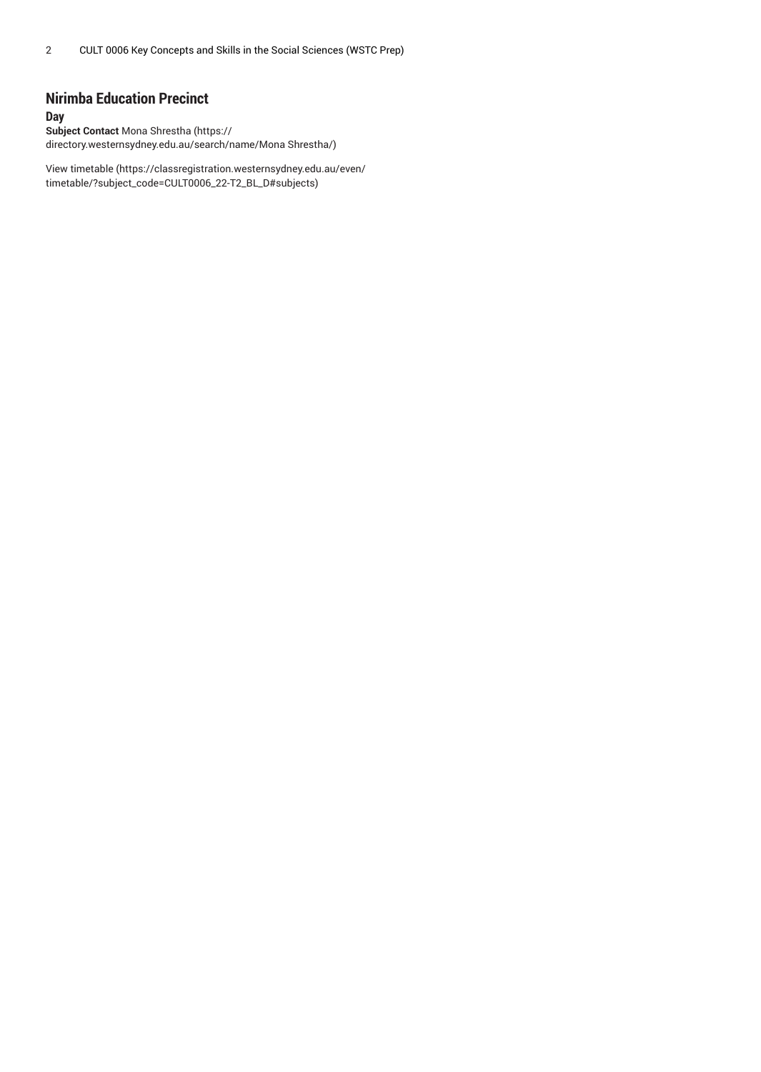## Nirimba Education Precinct

### Day

**Subject Contact** Mona Shrestha (https://directory.westernsydney.edu.au/search/name/Mona Shrestha/)

View timetable (https://classregistration.westernsydney.edu.au/even/timetable/?subject_code=CULT0006_22-T2_BL_D#subjects)